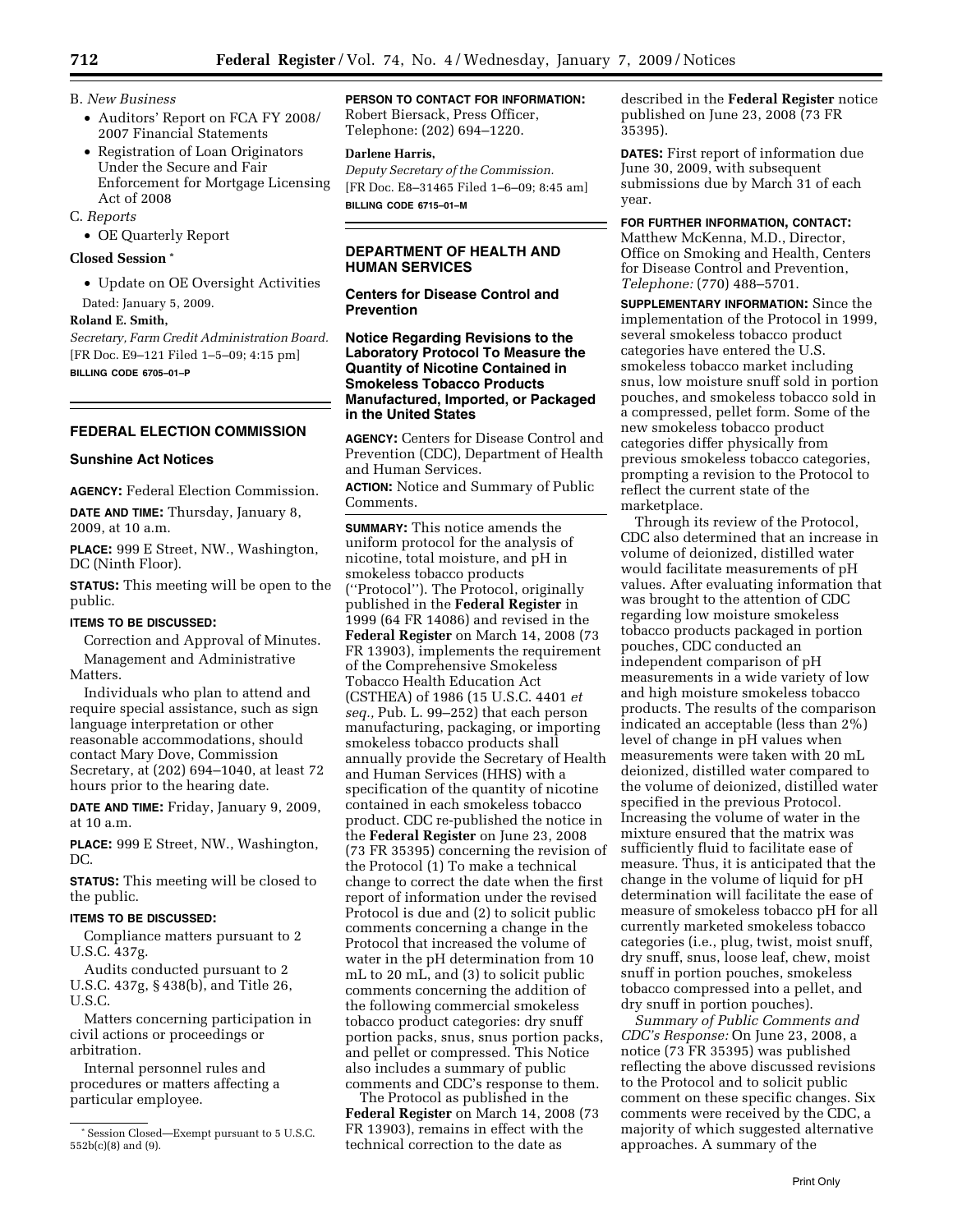B. *New Business*

- Auditors' Report on FCA FY 2008/2007 Financial Statements
- Registration of Loan Originators Under the Secure and Fair Enforcement for Mortgage Licensing Act of 2008

C. *Reports*

- OE Quarterly Report

**Closed Session** *

- Update on OE Oversight Activities

Dated: January 5, 2009.

**Roland E. Smith,**

*Secretary, Farm Credit Administration Board.*

[FR Doc. E9–121 Filed 1–5–09; 4:15 pm]

**BILLING CODE 6705–01–P**

* Session Closed—Exempt pursuant to 5 U.S.C. 552b(c)(8) and (9).

## FEDERAL ELECTION COMMISSION

### Sunshine Act Notices

**AGENCY:** Federal Election Commission.

**DATE AND TIME:** Thursday, January 8, 2009, at 10 a.m.

**PLACE:** 999 E Street, NW., Washington, DC (Ninth Floor).

**STATUS:** This meeting will be open to the public.

**ITEMS TO BE DISCUSSED:**

Correction and Approval of Minutes.

Management and Administrative Matters.

Individuals who plan to attend and require special assistance, such as sign language interpretation or other reasonable accommodations, should contact Mary Dove, Commission Secretary, at (202) 694–1040, at least 72 hours prior to the hearing date.

**DATE AND TIME:** Friday, January 9, 2009, at 10 a.m.

**PLACE:** 999 E Street, NW., Washington, DC.

**STATUS:** This meeting will be closed to the public.

**ITEMS TO BE DISCUSSED:**

Compliance matters pursuant to 2 U.S.C. 437g.

Audits conducted pursuant to 2 U.S.C. 437g, § 438(b), and Title 26, U.S.C.

Matters concerning participation in civil actions or proceedings or arbitration.

Internal personnel rules and procedures or matters affecting a particular employee.

**PERSON TO CONTACT FOR INFORMATION:** Robert Biersack, Press Officer, Telephone: (202) 694–1220.

**Darlene Harris,**

*Deputy Secretary of the Commission.*

[FR Doc. E8–31465 Filed 1–6–09; 8:45 am]

**BILLING CODE 6715–01–M**

## DEPARTMENT OF HEALTH AND HUMAN SERVICES

### Centers for Disease Control and Prevention

### Notice Regarding Revisions to the Laboratory Protocol To Measure the Quantity of Nicotine Contained in Smokeless Tobacco Products Manufactured, Imported, or Packaged in the United States

**AGENCY:** Centers for Disease Control and Prevention (CDC), Department of Health and Human Services.

**ACTION:** Notice and Summary of Public Comments.

**SUMMARY:** This notice amends the uniform protocol for the analysis of nicotine, total moisture, and pH in smokeless tobacco products ("Protocol"). The Protocol, originally published in the **Federal Register** in 1999 (64 FR 14086) and revised in the **Federal Register** on March 14, 2008 (73 FR 13903), implements the requirement of the Comprehensive Smokeless Tobacco Health Education Act (CSTHEA) of 1986 (15 U.S.C. 4401 *et seq.,* Pub. L. 99–252) that each person manufacturing, packaging, or importing smokeless tobacco products shall annually provide the Secretary of Health and Human Services (HHS) with a specification of the quantity of nicotine contained in each smokeless tobacco product. CDC re-published the notice in the **Federal Register** on June 23, 2008 (73 FR 35395) concerning the revision of the Protocol (1) To make a technical change to correct the date when the first report of information under the revised Protocol is due and (2) to solicit public comments concerning a change in the Protocol that increased the volume of water in the pH determination from 10 mL to 20 mL, and (3) to solicit public comments concerning the addition of the following commercial smokeless tobacco product categories: dry snuff portion packs, snus, snus portion packs, and pellet or compressed. This Notice also includes a summary of public comments and CDC's response to them.

The Protocol as published in the **Federal Register** on March 14, 2008 (73 FR 13903), remains in effect with the technical correction to the date as described in the **Federal Register** notice published on June 23, 2008 (73 FR 35395).

**DATES:** First report of information due June 30, 2009, with subsequent submissions due by March 31 of each year.

**FOR FURTHER INFORMATION, CONTACT:** Matthew McKenna, M.D., Director, Office on Smoking and Health, Centers for Disease Control and Prevention, *Telephone:* (770) 488–5701.

**SUPPLEMENTARY INFORMATION:** Since the implementation of the Protocol in 1999, several smokeless tobacco product categories have entered the U.S. smokeless tobacco market including snus, low moisture snuff sold in portion pouches, and smokeless tobacco sold in a compressed, pellet form. Some of the new smokeless tobacco product categories differ physically from previous smokeless tobacco categories, prompting a revision to the Protocol to reflect the current state of the marketplace.

Through its review of the Protocol, CDC also determined that an increase in volume of deionized, distilled water would facilitate measurements of pH values. After evaluating information that was brought to the attention of CDC regarding low moisture smokeless tobacco products packaged in portion pouches, CDC conducted an independent comparison of pH measurements in a wide variety of low and high moisture smokeless tobacco products. The results of the comparison indicated an acceptable (less than 2%) level of change in pH values when measurements were taken with 20 mL deionized, distilled water compared to the volume of deionized, distilled water specified in the previous Protocol. Increasing the volume of water in the mixture ensured that the matrix was sufficiently fluid to facilitate ease of measure. Thus, it is anticipated that the change in the volume of liquid for pH determination will facilitate the ease of measure of smokeless tobacco pH for all currently marketed smokeless tobacco categories (i.e., plug, twist, moist snuff, dry snuff, snus, loose leaf, chew, moist snuff in portion pouches, smokeless tobacco compressed into a pellet, and dry snuff in portion pouches).

*Summary of Public Comments and CDC's Response:* On June 23, 2008, a notice (73 FR 35395) was published reflecting the above discussed revisions to the Protocol and to solicit public comment on these specific changes. Six comments were received by the CDC, a majority of which suggested alternative approaches. A summary of the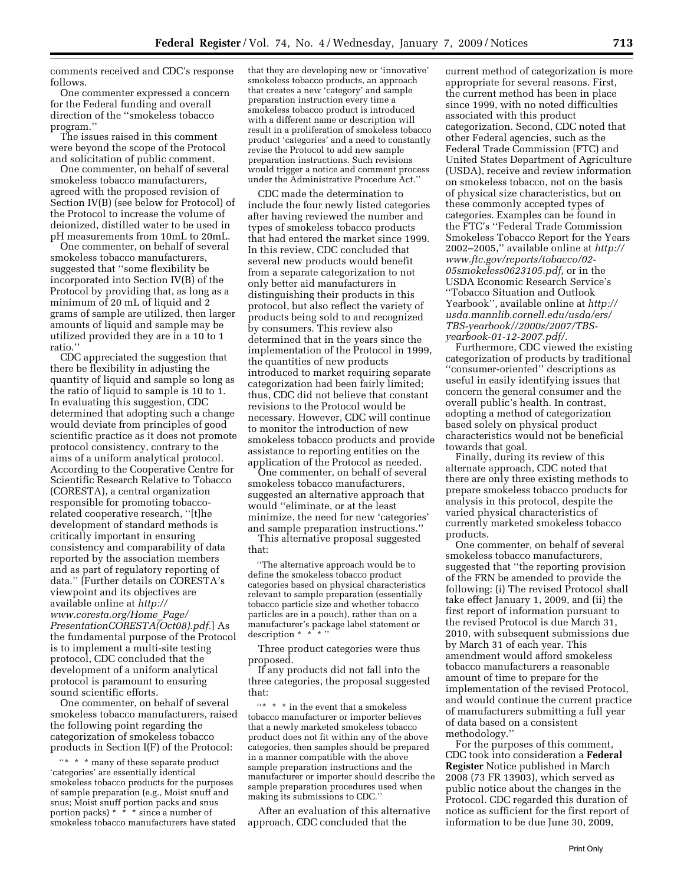comments received and CDC's response follows.

One commenter expressed a concern for the Federal funding and overall direction of the ''smokeless tobacco program.''

The issues raised in this comment were beyond the scope of the Protocol and solicitation of public comment.

One commenter, on behalf of several smokeless tobacco manufacturers, agreed with the proposed revision of Section IV(B) (see below for Protocol) of the Protocol to increase the volume of deionized, distilled water to be used in pH measurements from 10mL to 20mL.

One commenter, on behalf of several smokeless tobacco manufacturers, suggested that ''some flexibility be incorporated into Section IV(B) of the Protocol by providing that, as long as a minimum of 20 mL of liquid and 2 grams of sample are utilized, then larger amounts of liquid and sample may be utilized provided they are in a 10 to 1 ratio.''

CDC appreciated the suggestion that there be flexibility in adjusting the quantity of liquid and sample so long as the ratio of liquid to sample is 10 to 1. In evaluating this suggestion, CDC determined that adopting such a change would deviate from principles of good scientific practice as it does not promote protocol consistency, contrary to the aims of a uniform analytical protocol. According to the Cooperative Centre for Scientific Research Relative to Tobacco (CORESTA), a central organization responsible for promoting tobacco-related cooperative research, ''[t]he development of standard methods is critically important in ensuring consistency and comparability of data reported by the association members and as part of regulatory reporting of data.'' [Further details on CORESTA's viewpoint and its objectives are available online at *http://www.coresta.org/Home_Page/PresentationCORESTA(Oct08).pdf.*] As the fundamental purpose of the Protocol is to implement a multi-site testing protocol, CDC concluded that the development of a uniform analytical protocol is paramount to ensuring sound scientific efforts.

One commenter, on behalf of several smokeless tobacco manufacturers, raised the following point regarding the categorization of smokeless tobacco products in Section I(F) of the Protocol:

> ''* * * many of these separate product 'categories' are essentially identical smokeless tobacco products for the purposes of sample preparation (e.g., Moist snuff and snus; Moist snuff portion packs and snus portion packs) * * * since a number of smokeless tobacco manufacturers have stated that they are developing new or 'innovative' smokeless tobacco products, an approach that creates a new 'category' and sample preparation instruction every time a smokeless tobacco product is introduced with a different name or description will result in a proliferation of smokeless tobacco product 'categories' and a need to constantly revise the Protocol to add new sample preparation instructions. Such revisions would trigger a notice and comment process under the Administrative Procedure Act.''

CDC made the determination to include the four newly listed categories after having reviewed the number and types of smokeless tobacco products that had entered the market since 1999. In this review, CDC concluded that several new products would benefit from a separate categorization to not only better aid manufacturers in distinguishing their products in this protocol, but also reflect the variety of products being sold to and recognized by consumers. This review also determined that in the years since the implementation of the Protocol in 1999, the quantities of new products introduced to market requiring separate categorization had been fairly limited; thus, CDC did not believe that constant revisions to the Protocol would be necessary. However, CDC will continue to monitor the introduction of new smokeless tobacco products and provide assistance to reporting entities on the application of the Protocol as needed.

One commenter, on behalf of several smokeless tobacco manufacturers, suggested an alternative approach that would ''eliminate, or at the least minimize, the need for new 'categories' and sample preparation instructions.''

This alternative proposal suggested that:

> ''The alternative approach would be to define the smokeless tobacco product categories based on physical characteristics relevant to sample preparation (essentially tobacco particle size and whether tobacco particles are in a pouch), rather than on a manufacturer's package label statement or description * * * ''

Three product categories were thus proposed.

If any products did not fall into the three categories, the proposal suggested that:

> ''* * * in the event that a smokeless tobacco manufacturer or importer believes that a newly marketed smokeless tobacco product does not fit within any of the above categories, then samples should be prepared in a manner compatible with the above sample preparation instructions and the manufacturer or importer should describe the sample preparation procedures used when making its submissions to CDC.''

After an evaluation of this alternative approach, CDC concluded that the current method of categorization is more appropriate for several reasons. First, the current method has been in place since 1999, with no noted difficulties associated with this product categorization. Second, CDC noted that other Federal agencies, such as the Federal Trade Commission (FTC) and United States Department of Agriculture (USDA), receive and review information on smokeless tobacco, not on the basis of physical size characteristics, but on these commonly accepted types of categories. Examples can be found in the FTC's ''Federal Trade Commission Smokeless Tobacco Report for the Years 2002–2005,'' available online at *http://www.ftc.gov/reports/tobacco/02-05smokeless0623105.pdf,* or in the USDA Economic Research Service's ''Tobacco Situation and Outlook Yearbook'', available online at *http://usda.mannlib.cornell.edu/usda/ers/TBS-yearbook//2000s/2007/TBS-yearbook-01-12-2007.pdf/.*

Furthermore, CDC viewed the existing categorization of products by traditional ''consumer-oriented'' descriptions as useful in easily identifying issues that concern the general consumer and the overall public's health. In contrast, adopting a method of categorization based solely on physical product characteristics would not be beneficial towards that goal.

Finally, during its review of this alternate approach, CDC noted that there are only three existing methods to prepare smokeless tobacco products for analysis in this protocol, despite the varied physical characteristics of currently marketed smokeless tobacco products.

One commenter, on behalf of several smokeless tobacco manufacturers, suggested that ''the reporting provision of the FRN be amended to provide the following: (i) The revised Protocol shall take effect January 1, 2009, and (ii) the first report of information pursuant to the revised Protocol is due March 31, 2010, with subsequent submissions due by March 31 of each year. This amendment would afford smokeless tobacco manufacturers a reasonable amount of time to prepare for the implementation of the revised Protocol, and would continue the current practice of manufacturers submitting a full year of data based on a consistent methodology.''

For the purposes of this comment, CDC took into consideration a **Federal Register** Notice published in March 2008 (73 FR 13903), which served as public notice about the changes in the Protocol. CDC regarded this duration of notice as sufficient for the first report of information to be due June 30, 2009,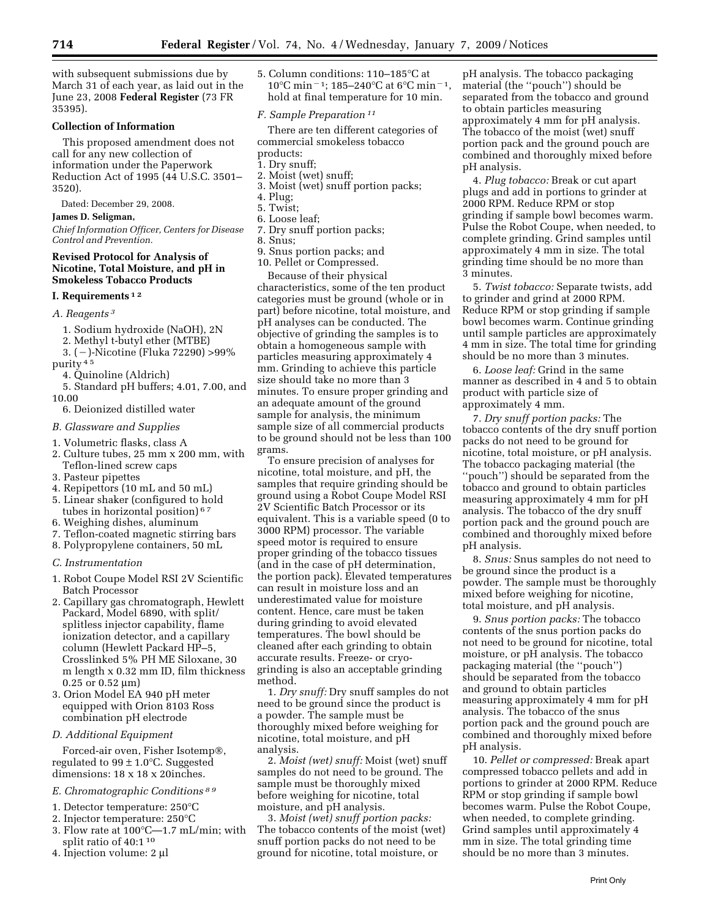with subsequent submissions due by March 31 of each year, as laid out in the June 23, 2008 **Federal Register** (73 FR 35395).

**Collection of Information**

This proposed amendment does not call for any new collection of information under the Paperwork Reduction Act of 1995 (44 U.S.C. 3501–3520).

Dated: December 29, 2008.

**James D. Seligman,**

*Chief Information Officer, Centers for Disease Control and Prevention.*

## Revised Protocol for Analysis of Nicotine, Total Moisture, and pH in Smokeless Tobacco Products

### I. Requirements [1,2]

*A. Reagents [3]*

1. Sodium hydroxide (NaOH), 2N
2. Methyl t-butyl ether (MTBE)
3. (−)-Nicotine (Fluka 72290) >99% purity [4,5]
4. Quinoline (Aldrich)
5. Standard pH buffers; 4.01, 7.00, and 10.00
6. Deionized distilled water

*B. Glassware and Supplies*

1. Volumetric flasks, class A
2. Culture tubes, 25 mm x 200 mm, with Teflon-lined screw caps
3. Pasteur pipettes
4. Repipettors (10 mL and 50 mL)
5. Linear shaker (configured to hold tubes in horizontal position) [6,7]
6. Weighing dishes, aluminum
7. Teflon-coated magnetic stirring bars
8. Polypropylene containers, 50 mL

*C. Instrumentation*

1. Robot Coupe Model RSI 2V Scientific Batch Processor
2. Capillary gas chromatograph, Hewlett Packard, Model 6890, with split/splitless injector capability, flame ionization detector, and a capillary column (Hewlett Packard HP–5, Crosslinked 5% PH ME Siloxane, 30 m length x 0.32 mm ID, film thickness 0.25 or 0.52 µm)
3. Orion Model EA 940 pH meter equipped with Orion 8103 Ross combination pH electrode

*D. Additional Equipment*

Forced-air oven, Fisher Isotemp®, regulated to 99 ± 1.0°C. Suggested dimensions: 18 x 18 x 20inches.

*E. Chromatographic Conditions [8,9]*

1. Detector temperature: 250°C
2. Injector temperature: 250°C
3. Flow rate at 100°C—1.7 mL/min; with split ratio of 40:1 [10]
4. Injection volume: 2 µl
5. Column conditions: 110–185°C at 10°C $min^{-1}$; 185–240°C at 6°C $min^{-1}$, hold at final temperature for 10 min.

*F. Sample Preparation [11]*

There are ten different categories of commercial smokeless tobacco products:

1. Dry snuff;
2. Moist (wet) snuff;
3. Moist (wet) snuff portion packs;
4. Plug;
5. Twist;
6. Loose leaf;
7. Dry snuff portion packs;
8. Snus;
9. Snus portion packs; and
10. Pellet or Compressed.

Because of their physical characteristics, some of the ten product categories must be ground (whole or in part) before nicotine, total moisture, and pH analyses can be conducted. The objective of grinding the samples is to obtain a homogeneous sample with particles measuring approximately 4 mm. Grinding to achieve this particle size should take no more than 3 minutes. To ensure proper grinding and an adequate amount of the ground sample for analysis, the minimum sample size of all commercial products to be ground should not be less than 100 grams.

To ensure precision of analyses for nicotine, total moisture, and pH, the samples that require grinding should be ground using a Robot Coupe Model RSI 2V Scientific Batch Processor or its equivalent. This is a variable speed (0 to 3000 RPM) processor. The variable speed motor is required to ensure proper grinding of the tobacco tissues (and in the case of pH determination, the portion pack). Elevated temperatures can result in moisture loss and an underestimated value for moisture content. Hence, care must be taken during grinding to avoid elevated temperatures. The bowl should be cleaned after each grinding to obtain accurate results. Freeze- or cryo-grinding is also an acceptable grinding method.

1. *Dry snuff:* Dry snuff samples do not need to be ground since the product is a powder. The sample must be thoroughly mixed before weighing for nicotine, total moisture, and pH analysis.

2. *Moist (wet) snuff:* Moist (wet) snuff samples do not need to be ground. The sample must be thoroughly mixed before weighing for nicotine, total moisture, and pH analysis.

3. *Moist (wet) snuff portion packs:* The tobacco contents of the moist (wet) snuff portion packs do not need to be ground for nicotine, total moisture, or pH analysis. The tobacco packaging material (the "pouch") should be separated from the tobacco and ground to obtain particles measuring approximately 4 mm for pH analysis. The tobacco of the moist (wet) snuff portion pack and the ground pouch are combined and thoroughly mixed before pH analysis.

4. *Plug tobacco:* Break or cut apart plugs and add in portions to grinder at 2000 RPM. Reduce RPM or stop grinding if sample bowl becomes warm. Pulse the Robot Coupe, when needed, to complete grinding. Grind samples until approximately 4 mm in size. The total grinding time should be no more than 3 minutes.

5. *Twist tobacco:* Separate twists, add to grinder and grind at 2000 RPM. Reduce RPM or stop grinding if sample bowl becomes warm. Continue grinding until sample particles are approximately 4 mm in size. The total time for grinding should be no more than 3 minutes.

6. *Loose leaf:* Grind in the same manner as described in 4 and 5 to obtain product with particle size of approximately 4 mm.

7. *Dry snuff portion packs:* The tobacco contents of the dry snuff portion packs do not need to be ground for nicotine, total moisture, or pH analysis. The tobacco packaging material (the "pouch") should be separated from the tobacco and ground to obtain particles measuring approximately 4 mm for pH analysis. The tobacco of the dry snuff portion pack and the ground pouch are combined and thoroughly mixed before pH analysis.

8. *Snus:* Snus samples do not need to be ground since the product is a powder. The sample must be thoroughly mixed before weighing for nicotine, total moisture, and pH analysis.

9. *Snus portion packs:* The tobacco contents of the snus portion packs do not need to be ground for nicotine, total moisture, or pH analysis. The tobacco packaging material (the "pouch") should be separated from the tobacco and ground to obtain particles measuring approximately 4 mm for pH analysis. The tobacco of the snus portion pack and the ground pouch are combined and thoroughly mixed before pH analysis.

10. *Pellet or compressed:* Break apart compressed tobacco pellets and add in portions to grinder at 2000 RPM. Reduce RPM or stop grinding if sample bowl becomes warm. Pulse the Robot Coupe, when needed, to complete grinding. Grind samples until approximately 4 mm in size. The total grinding time should be no more than 3 minutes.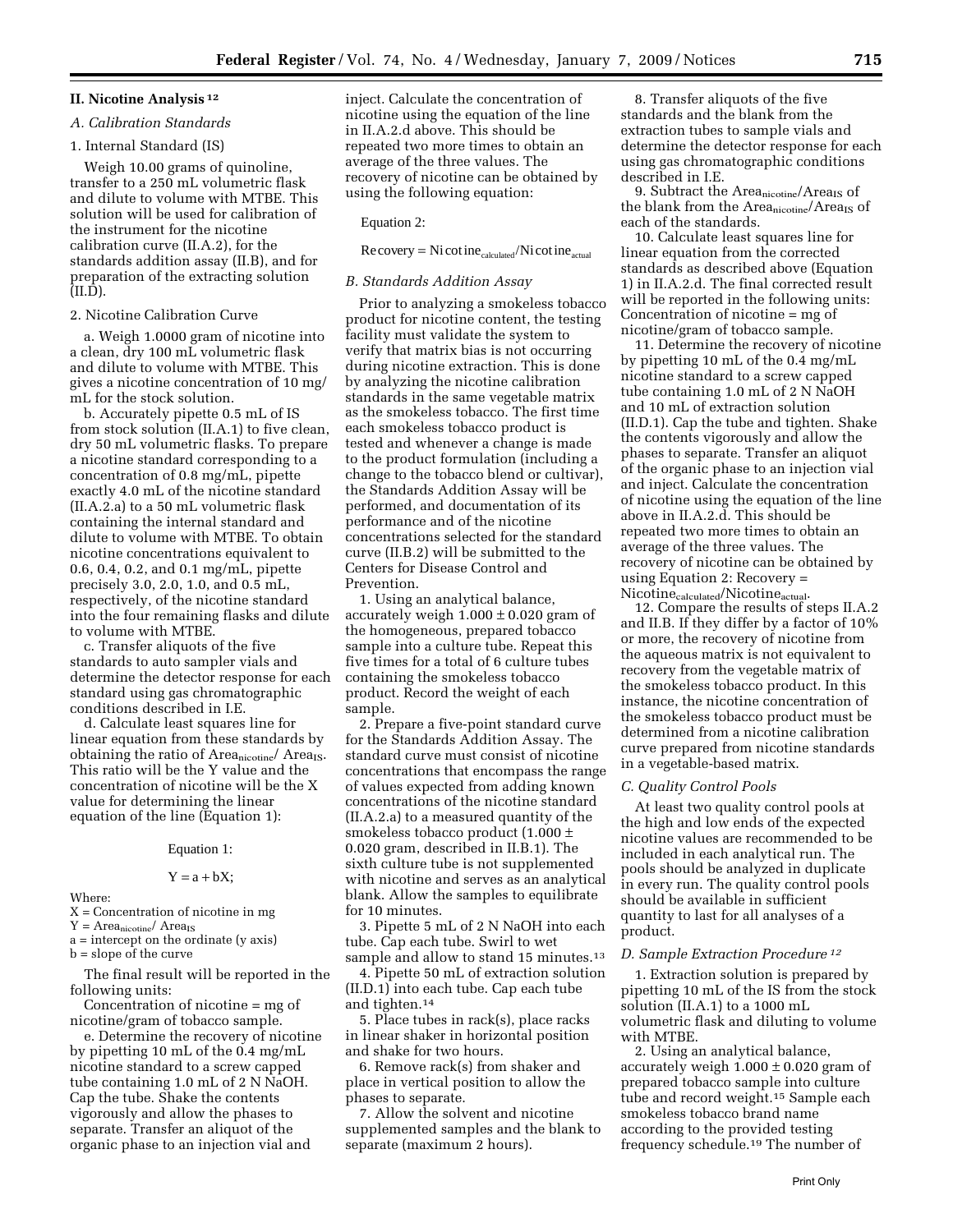## II. Nicotine Analysis [12]

### A. Calibration Standards

1. Internal Standard (IS)

Weigh 10.00 grams of quinoline, transfer to a 250 mL volumetric flask and dilute to volume with MTBE. This solution will be used for calibration of the instrument for the nicotine calibration curve (II.A.2), for the standards addition assay (II.B), and for preparation of the extracting solution (II.D).

2. Nicotine Calibration Curve

a. Weigh 1.0000 gram of nicotine into a clean, dry 100 mL volumetric flask and dilute to volume with MTBE. This gives a nicotine concentration of 10 mg/mL for the stock solution.

b. Accurately pipette 0.5 mL of IS from stock solution (II.A.1) to five clean, dry 50 mL volumetric flasks. To prepare a nicotine standard corresponding to a concentration of 0.8 mg/mL, pipette exactly 4.0 mL of the nicotine standard (II.A.2.a) to a 50 mL volumetric flask containing the internal standard and dilute to volume with MTBE. To obtain nicotine concentrations equivalent to 0.6, 0.4, 0.2, and 0.1 mg/mL, pipette precisely 3.0, 2.0, 1.0, and 0.5 mL, respectively, of the nicotine standard into the four remaining flasks and dilute to volume with MTBE.

c. Transfer aliquots of the five standards to auto sampler vials and determine the detector response for each standard using gas chromatographic conditions described in I.E.

d. Calculate least squares line for linear equation from these standards by obtaining the ratio of $Area_{nicotine}/Area_{IS}$. This ratio will be the Y value and the concentration of nicotine will be the X value for determining the linear equation of the line (Equation 1):

Equation 1:

$$Y = a + bX;$$

Where:

X = Concentration of nicotine in mg
Y = $Area_{nicotine}/Area_{IS}$
a = intercept on the ordinate (y axis)
b = slope of the curve

The final result will be reported in the following units:

Concentration of nicotine = mg of nicotine/gram of tobacco sample.

e. Determine the recovery of nicotine by pipetting 10 mL of the 0.4 mg/mL nicotine standard to a screw capped tube containing 1.0 mL of 2 N NaOH. Cap the tube. Shake the contents vigorously and allow the phases to separate. Transfer an aliquot of the organic phase to an injection vial and inject. Calculate the concentration of nicotine using the equation of the line in II.A.2.d above. This should be repeated two more times to obtain an average of the three values. The recovery of nicotine can be obtained by using the following equation:

Equation 2:

$$Recovery = Nicotine_{calculated}/Nicotine_{actual}$$

### B. Standards Addition Assay

Prior to analyzing a smokeless tobacco product for nicotine content, the testing facility must validate the system to verify that matrix bias is not occurring during nicotine extraction. This is done by analyzing the nicotine calibration standards in the same vegetable matrix as the smokeless tobacco. The first time each smokeless tobacco product is tested and whenever a change is made to the product formulation (including a change to the tobacco blend or cultivar), the Standards Addition Assay will be performed, and documentation of its performance and of the nicotine concentrations selected for the standard curve (II.B.2) will be submitted to the Centers for Disease Control and Prevention.

1. Using an analytical balance, accurately weigh 1.000 ± 0.020 gram of the homogeneous, prepared tobacco sample into a culture tube. Repeat this five times for a total of 6 culture tubes containing the smokeless tobacco product. Record the weight of each sample.

2. Prepare a five-point standard curve for the Standards Addition Assay. The standard curve must consist of nicotine concentrations that encompass the range of values expected from adding known concentrations of the nicotine standard (II.A.2.a) to a measured quantity of the smokeless tobacco product (1.000 ± 0.020 gram, described in II.B.1). The sixth culture tube is not supplemented with nicotine and serves as an analytical blank. Allow the samples to equilibrate for 10 minutes.

3. Pipette 5 mL of 2 N NaOH into each tube. Cap each tube. Swirl to wet sample and allow to stand 15 minutes.[13]

4. Pipette 50 mL of extraction solution (II.D.1) into each tube. Cap each tube and tighten.[14]

5. Place tubes in rack(s), place racks in linear shaker in horizontal position and shake for two hours.

6. Remove rack(s) from shaker and place in vertical position to allow the phases to separate.

7. Allow the solvent and nicotine supplemented samples and the blank to separate (maximum 2 hours).

8. Transfer aliquots of the five standards and the blank from the extraction tubes to sample vials and determine the detector response for each using gas chromatographic conditions described in I.E.

9. Subtract the $Area_{nicotine}/Area_{IS}$ of the blank from the $Area_{nicotine}/Area_{IS}$ of each of the standards.

10. Calculate least squares line for linear equation from the corrected standards as described above (Equation 1) in II.A.2.d. The final corrected result will be reported in the following units: Concentration of nicotine = mg of nicotine/gram of tobacco sample.

11. Determine the recovery of nicotine by pipetting 10 mL of the 0.4 mg/mL nicotine standard to a screw capped tube containing 1.0 mL of 2 N NaOH and 10 mL of extraction solution (II.D.1). Cap the tube and tighten. Shake the contents vigorously and allow the phases to separate. Transfer an aliquot of the organic phase to an injection vial and inject. Calculate the concentration of nicotine using the equation of the line above in II.A.2.d. This should be repeated two more times to obtain an average of the three values. The recovery of nicotine can be obtained by using Equation 2: Recovery = $Nicotine_{calculated}/Nicotine_{actual}$.

12. Compare the results of steps II.A.2 and II.B. If they differ by a factor of 10% or more, the recovery of nicotine from the aqueous matrix is not equivalent to recovery from the vegetable matrix of the smokeless tobacco product. In this instance, the nicotine concentration of the smokeless tobacco product must be determined from a nicotine calibration curve prepared from nicotine standards in a vegetable-based matrix.

### C. Quality Control Pools

At least two quality control pools at the high and low ends of the expected nicotine values are recommended to be included in each analytical run. The pools should be analyzed in duplicate in every run. The quality control pools should be available in sufficient quantity to last for all analyses of a product.

### D. Sample Extraction Procedure [12]

1. Extraction solution is prepared by pipetting 10 mL of the IS from the stock solution (II.A.1) to a 1000 mL volumetric flask and diluting to volume with MTBE.

2. Using an analytical balance, accurately weigh 1.000 ± 0.020 gram of prepared tobacco sample into culture tube and record weight.[15] Sample each smokeless tobacco brand name according to the provided testing frequency schedule.[19] The number of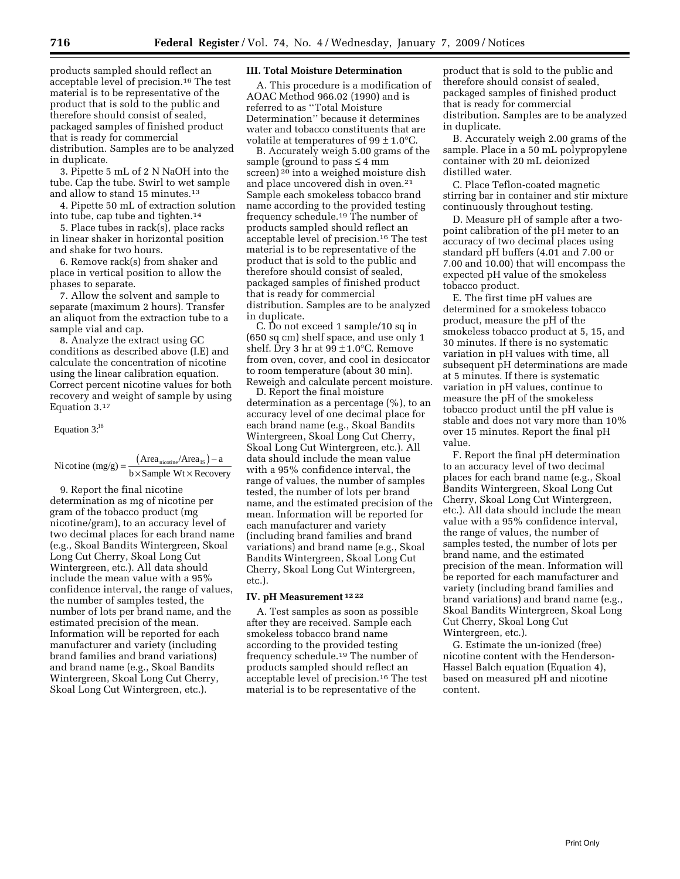products sampled should reflect an acceptable level of precision.[16] The test material is to be representative of the product that is sold to the public and therefore should consist of sealed, packaged samples of finished product that is ready for commercial distribution. Samples are to be analyzed in duplicate.

3. Pipette 5 mL of 2 N NaOH into the tube. Cap the tube. Swirl to wet sample and allow to stand 15 minutes.[13]

4. Pipette 50 mL of extraction solution into tube, cap tube and tighten.[14]

5. Place tubes in rack(s), place racks in linear shaker in horizontal position and shake for two hours.

6. Remove rack(s) from shaker and place in vertical position to allow the phases to separate.

7. Allow the solvent and sample to separate (maximum 2 hours). Transfer an aliquot from the extraction tube to a sample vial and cap.

8. Analyze the extract using GC conditions as described above (I.E) and calculate the concentration of nicotine using the linear calibration equation. Correct percent nicotine values for both recovery and weight of sample by using Equation 3.[17]

Equation 3:[18]

$$\text{Nicotine (mg/g)} = \frac{\left(\text{Area}_{\text{nicotine}}/\text{Area}_{\text{IS}}\right) - a}{b \times \text{Sample Wt} \times \text{Recovery}}$$

9. Report the final nicotine determination as mg of nicotine per gram of the tobacco product (mg nicotine/gram), to an accuracy level of two decimal places for each brand name (e.g., Skoal Bandits Wintergreen, Skoal Long Cut Cherry, Skoal Long Cut Wintergreen, etc.). All data should include the mean value with a 95% confidence interval, the range of values, the number of samples tested, the number of lots per brand name, and the estimated precision of the mean. Information will be reported for each manufacturer and variety (including brand families and brand variations) and brand name (e.g., Skoal Bandits Wintergreen, Skoal Long Cut Cherry, Skoal Long Cut Wintergreen, etc.).

### III. Total Moisture Determination

A. This procedure is a modification of AOAC Method 966.02 (1990) and is referred to as ''Total Moisture Determination'' because it determines water and tobacco constituents that are volatile at temperatures of 99 ± 1.0°C.

B. Accurately weigh 5.00 grams of the sample (ground to pass ≤ 4 mm screen)[20] into a weighed moisture dish and place uncovered dish in oven.[21] Sample each smokeless tobacco brand name according to the provided testing frequency schedule.[19] The number of products sampled should reflect an acceptable level of precision.[16] The test material is to be representative of the product that is sold to the public and therefore should consist of sealed, packaged samples of finished product that is ready for commercial distribution. Samples are to be analyzed in duplicate.

C. Do not exceed 1 sample/10 sq in (650 sq cm) shelf space, and use only 1 shelf. Dry 3 hr at 99 ± 1.0°C. Remove from oven, cover, and cool in desiccator to room temperature (about 30 min). Reweigh and calculate percent moisture.

D. Report the final moisture determination as a percentage (%), to an accuracy level of one decimal place for each brand name (e.g., Skoal Bandits Wintergreen, Skoal Long Cut Cherry, Skoal Long Cut Wintergreen, etc.). All data should include the mean value with a 95% confidence interval, the range of values, the number of samples tested, the number of lots per brand name, and the estimated precision of the mean. Information will be reported for each manufacturer and variety (including brand families and brand variations) and brand name (e.g., Skoal Bandits Wintergreen, Skoal Long Cut Cherry, Skoal Long Cut Wintergreen, etc.).

### IV. pH Measurement [12] [22]

A. Test samples as soon as possible after they are received. Sample each smokeless tobacco brand name according to the provided testing frequency schedule.[19] The number of products sampled should reflect an acceptable level of precision.[16] The test material is to be representative of the product that is sold to the public and therefore should consist of sealed, packaged samples of finished product that is ready for commercial distribution. Samples are to be analyzed in duplicate.

B. Accurately weigh 2.00 grams of the sample. Place in a 50 mL polypropylene container with 20 mL deionized distilled water.

C. Place Teflon-coated magnetic stirring bar in container and stir mixture continuously throughout testing.

D. Measure pH of sample after a two-point calibration of the pH meter to an accuracy of two decimal places using standard pH buffers (4.01 and 7.00 or 7.00 and 10.00) that will encompass the expected pH value of the smokeless tobacco product.

E. The first time pH values are determined for a smokeless tobacco product, measure the pH of the smokeless tobacco product at 5, 15, and 30 minutes. If there is no systematic variation in pH values with time, all subsequent pH determinations are made at 5 minutes. If there is systematic variation in pH values, continue to measure the pH of the smokeless tobacco product until the pH value is stable and does not vary more than 10% over 15 minutes. Report the final pH value.

F. Report the final pH determination to an accuracy level of two decimal places for each brand name (e.g., Skoal Bandits Wintergreen, Skoal Long Cut Cherry, Skoal Long Cut Wintergreen, etc.). All data should include the mean value with a 95% confidence interval, the range of values, the number of samples tested, the number of lots per brand name, and the estimated precision of the mean. Information will be reported for each manufacturer and variety (including brand families and brand variations) and brand name (e.g., Skoal Bandits Wintergreen, Skoal Long Cut Cherry, Skoal Long Cut Wintergreen, etc.).

G. Estimate the un-ionized (free) nicotine content with the Henderson-Hassel Balch equation (Equation 4), based on measured pH and nicotine content.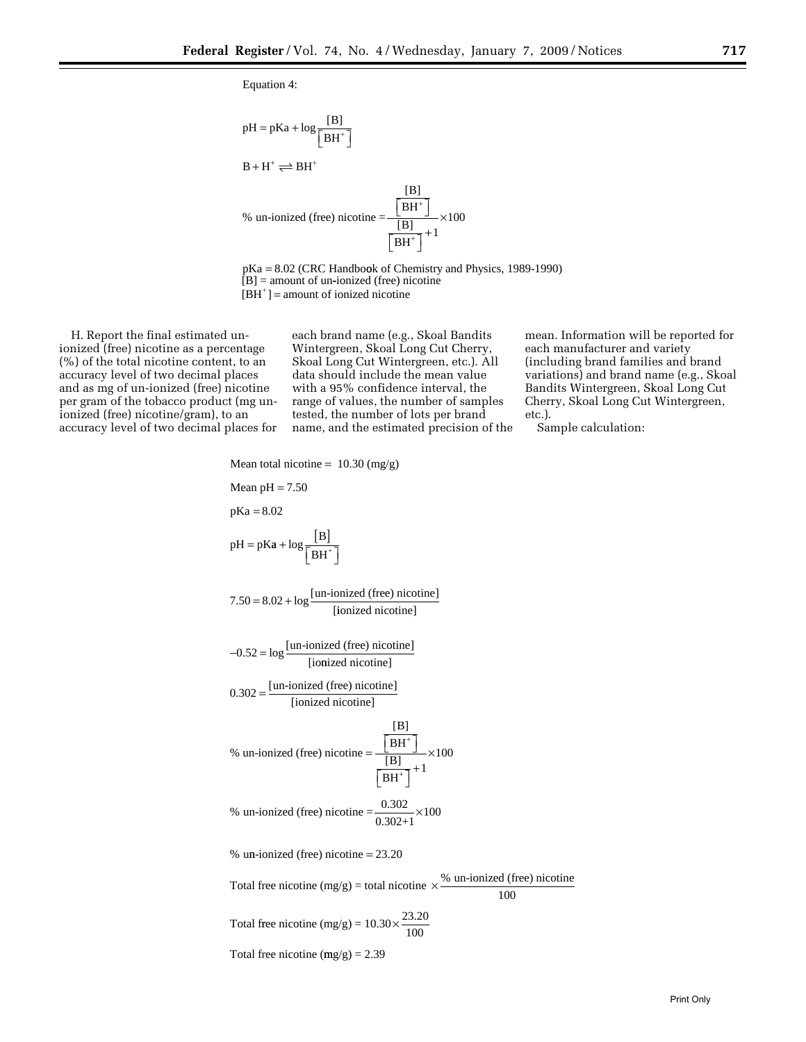Equation 4:

$$\text{pH} = \text{pKa} + \log\frac{[\text{B}]}{\left[\text{BH}^+\right]}$$

$$\text{B} + \text{H}^+ \rightleftharpoons \text{BH}^+$$

$$\%\ \text{un-ionized (free) nicotine} = \frac{\frac{[\text{B}]}{\left[\text{BH}^+\right]}}{\frac{[\text{B}]}{\left[\text{BH}^+\right]}+1}\times 100$$

pKa = 8.02 (CRC Handbook of Chemistry and Physics, 1989-1990)
[B] = amount of un-ionized (free) nicotine
$[\text{BH}^+]$ = amount of ionized nicotine

H. Report the final estimated un-ionized (free) nicotine as a percentage (%) of the total nicotine content, to an accuracy level of two decimal places and as mg of un-ionized (free) nicotine per gram of the tobacco product (mg un-ionized (free) nicotine/gram), to an accuracy level of two decimal places for each brand name (e.g., Skoal Bandits Wintergreen, Skoal Long Cut Cherry, Skoal Long Cut Wintergreen, etc.). All data should include the mean value with a 95% confidence interval, the range of values, the number of samples tested, the number of lots per brand name, and the estimated precision of the mean. Information will be reported for each manufacturer and variety (including brand families and brand variations) and brand name (e.g., Skoal Bandits Wintergreen, Skoal Long Cut Cherry, Skoal Long Cut Wintergreen, etc.).

Sample calculation:

Mean total nicotine = 10.30 (mg/g)

Mean pH = 7.50

pKa = 8.02

$$\text{pH} = \text{pKa} + \log\frac{[\text{B}]}{\left[\text{BH}^+\right]}$$

$$7.50 = 8.02 + \log\frac{[\text{un-ionized (free) nicotine}]}{[\text{ionized nicotine}]}$$

$$-0.52 = \log\frac{[\text{un-ionized (free) nicotine}]}{[\text{ionized nicotine}]}$$

$$0.302 = \frac{[\text{un-ionized (free) nicotine}]}{[\text{ionized nicotine}]}$$

$$\%\ \text{un-ionized (free) nicotine} = \frac{\frac{[\text{B}]}{\left[\text{BH}^+\right]}}{\frac{[\text{B}]}{\left[\text{BH}^+\right]}+1}\times 100$$

$$\%\ \text{un-ionized (free) nicotine} = \frac{0.302}{0.302+1}\times 100$$

$$\%\ \text{un-ionized (free) nicotine} = 23.20$$

$$\text{Total free nicotine (mg/g)} = \text{total nicotine} \times \frac{\%\ \text{un-ionized (free) nicotine}}{100}$$

$$\text{Total free nicotine (mg/g)} = 10.30 \times \frac{23.20}{100}$$

$$\text{Total free nicotine (mg/g)} = 2.39$$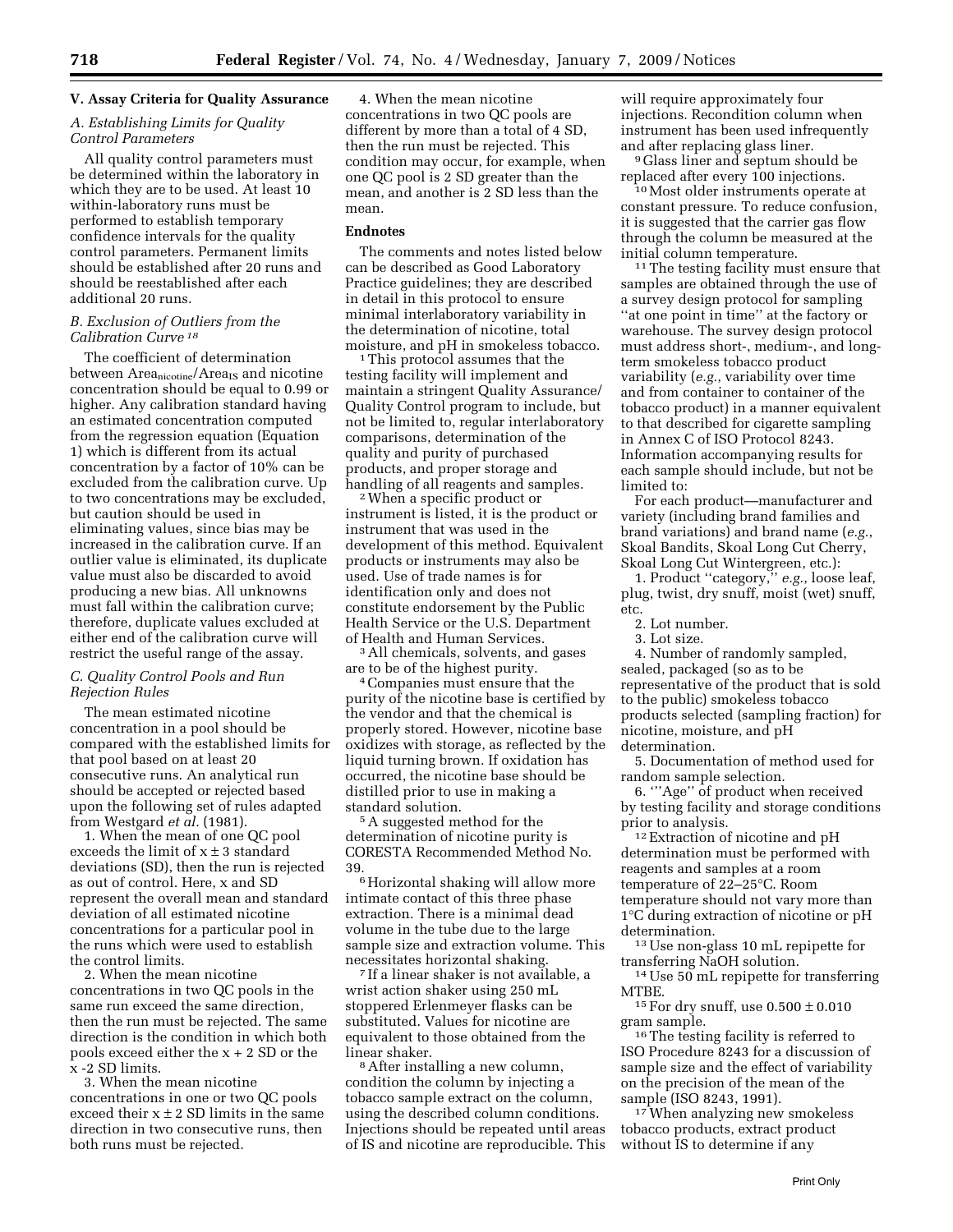## V. Assay Criteria for Quality Assurance

### *A. Establishing Limits for Quality Control Parameters*

All quality control parameters must be determined within the laboratory in which they are to be used. At least 10 within-laboratory runs must be performed to establish temporary confidence intervals for the quality control parameters. Permanent limits should be established after 20 runs and should be reestablished after each additional 20 runs.

### *B. Exclusion of Outliers from the Calibration Curve* [18]

The coefficient of determination between $Area_{nicotine}/Area_{IS}$ and nicotine concentration should be equal to 0.99 or higher. Any calibration standard having an estimated concentration computed from the regression equation (Equation 1) which is different from its actual concentration by a factor of 10% can be excluded from the calibration curve. Up to two concentrations may be excluded, but caution should be used in eliminating values, since bias may be increased in the calibration curve. If an outlier value is eliminated, its duplicate value must also be discarded to avoid producing a new bias. All unknowns must fall within the calibration curve; therefore, duplicate values excluded at either end of the calibration curve will restrict the useful range of the assay.

### *C. Quality Control Pools and Run Rejection Rules*

The mean estimated nicotine concentration in a pool should be compared with the established limits for that pool based on at least 20 consecutive runs. An analytical run should be accepted or rejected based upon the following set of rules adapted from Westgard *et al.* (1981).

1. When the mean of one QC pool exceeds the limit of $x \pm 3$ standard deviations (SD), then the run is rejected as out of control. Here, x and SD represent the overall mean and standard deviation of all estimated nicotine concentrations for a particular pool in the runs which were used to establish the control limits.

2. When the mean nicotine concentrations in two QC pools in the same run exceed the same direction, then the run must be rejected. The same direction is the condition in which both pools exceed either the x + 2 SD or the x -2 SD limits.

3. When the mean nicotine concentrations in one or two QC pools exceed their $x \pm 2$ SD limits in the same direction in two consecutive runs, then both runs must be rejected.

4. When the mean nicotine concentrations in two QC pools are different by more than a total of 4 SD, then the run must be rejected. This condition may occur, for example, when one QC pool is 2 SD greater than the mean, and another is 2 SD less than the mean.

### Endnotes

The comments and notes listed below can be described as Good Laboratory Practice guidelines; they are described in detail in this protocol to ensure minimal interlaboratory variability in the determination of nicotine, total moisture, and pH in smokeless tobacco.

[1] This protocol assumes that the testing facility will implement and maintain a stringent Quality Assurance/Quality Control program to include, but not be limited to, regular interlaboratory comparisons, determination of the quality and purity of purchased products, and proper storage and handling of all reagents and samples.

[2] When a specific product or instrument is listed, it is the product or instrument that was used in the development of this method. Equivalent products or instruments may also be used. Use of trade names is for identification only and does not constitute endorsement by the Public Health Service or the U.S. Department of Health and Human Services.

[3] All chemicals, solvents, and gases are to be of the highest purity.

[4] Companies must ensure that the purity of the nicotine base is certified by the vendor and that the chemical is properly stored. However, nicotine base oxidizes with storage, as reflected by the liquid turning brown. If oxidation has occurred, the nicotine base should be distilled prior to use in making a standard solution.

[5] A suggested method for the determination of nicotine purity is CORESTA Recommended Method No. 39.

[6] Horizontal shaking will allow more intimate contact of this three phase extraction. There is a minimal dead volume in the tube due to the large sample size and extraction volume. This necessitates horizontal shaking.

[7] If a linear shaker is not available, a wrist action shaker using 250 mL stoppered Erlenmeyer flasks can be substituted. Values for nicotine are equivalent to those obtained from the linear shaker.

[8] After installing a new column, condition the column by injecting a tobacco sample extract on the column, using the described column conditions. Injections should be repeated until areas of IS and nicotine are reproducible. This will require approximately four injections. Recondition column when instrument has been used infrequently and after replacing glass liner.

[9] Glass liner and septum should be replaced after every 100 injections.

[10] Most older instruments operate at constant pressure. To reduce confusion, it is suggested that the carrier gas flow through the column be measured at the initial column temperature.

[11] The testing facility must ensure that samples are obtained through the use of a survey design protocol for sampling "at one point in time" at the factory or warehouse. The survey design protocol must address short-, medium-, and long-term smokeless tobacco product variability (*e.g.*, variability over time and from container to container of the tobacco product) in a manner equivalent to that described for cigarette sampling in Annex C of ISO Protocol 8243. Information accompanying results for each sample should include, but not be limited to:

For each product—manufacturer and variety (including brand families and brand variations) and brand name (*e.g.*, Skoal Bandits, Skoal Long Cut Cherry, Skoal Long Cut Wintergreen, etc.):

1. Product "category," *e.g.*, loose leaf, plug, twist, dry snuff, moist (wet) snuff, etc.

2. Lot number.

3. Lot size.

4. Number of randomly sampled, sealed, packaged (so as to be representative of the product that is sold to the public) smokeless tobacco products selected (sampling fraction) for nicotine, moisture, and pH determination.

5. Documentation of method used for random sample selection.

6. '"Age" of product when received by testing facility and storage conditions prior to analysis.

[12] Extraction of nicotine and pH determination must be performed with reagents and samples at a room temperature of 22–25°C. Room temperature should not vary more than 1°C during extraction of nicotine or pH determination.

[13] Use non-glass 10 mL repipette for transferring NaOH solution.

[14] Use 50 mL repipette for transferring MTBE.

[15] For dry snuff, use $0.500 \pm 0.010$ gram sample.

[16] The testing facility is referred to ISO Procedure 8243 for a discussion of sample size and the effect of variability on the precision of the mean of the sample (ISO 8243, 1991).

[17] When analyzing new smokeless tobacco products, extract product without IS to determine if any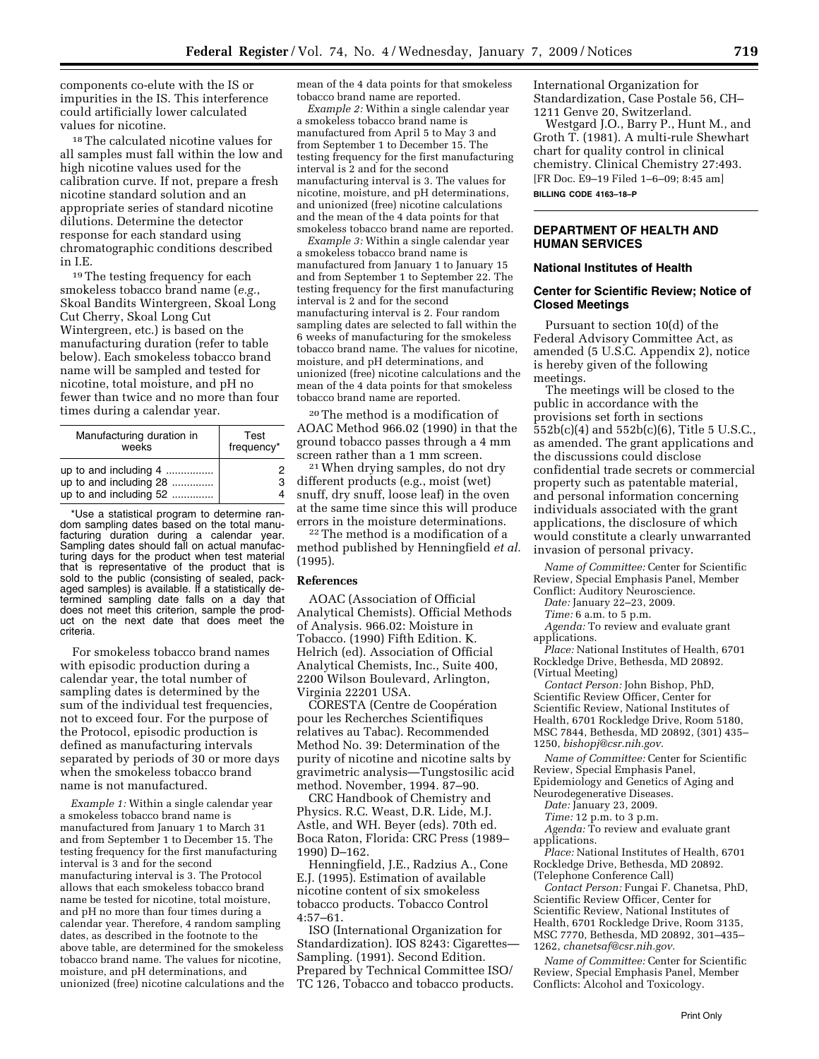components co-elute with the IS or impurities in the IS. This interference could artificially lower calculated values for nicotine.

[18] The calculated nicotine values for all samples must fall within the low and high nicotine values used for the calibration curve. If not, prepare a fresh nicotine standard solution and an appropriate series of standard nicotine dilutions. Determine the detector response for each standard using chromatographic conditions described in I.E.

[19] The testing frequency for each smokeless tobacco brand name (*e.g.*, Skoal Bandits Wintergreen, Skoal Long Cut Cherry, Skoal Long Cut Wintergreen, etc.) is based on the manufacturing duration (refer to table below). Each smokeless tobacco brand name will be sampled and tested for nicotine, total moisture, and pH no fewer than twice and no more than four times during a calendar year.

| Manufacturing duration in weeks | Test frequency* |
|---|---|
| up to and including 4 | 2 |
| up to and including 28 | 3 |
| up to and including 52 | 4 |

*Use a statistical program to determine random sampling dates based on the total manufacturing duration during a calendar year. Sampling dates should fall on actual manufacturing days for the product when test material that is representative of the product that is sold to the public (consisting of sealed, packaged samples) is available. If a statistically determined sampling date falls on a day that does not meet this criterion, sample the product on the next date that does meet the criteria.

For smokeless tobacco brand names with episodic production during a calendar year, the total number of sampling dates is determined by the sum of the individual test frequencies, not to exceed four. For the purpose of the Protocol, episodic production is defined as manufacturing intervals separated by periods of 30 or more days when the smokeless tobacco brand name is not manufactured.

*Example 1:* Within a single calendar year a smokeless tobacco brand name is manufactured from January 1 to March 31 and from September 1 to December 15. The testing frequency for the first manufacturing interval is 3 and for the second manufacturing interval is 3. The Protocol allows that each smokeless tobacco brand name be tested for nicotine, total moisture, and pH no more than four times during a calendar year. Therefore, 4 random sampling dates, as described in the footnote to the above table, are determined for the smokeless tobacco brand name. The values for nicotine, moisture, and pH determinations, and unionized (free) nicotine calculations and the mean of the 4 data points for that smokeless tobacco brand name are reported.

*Example 2:* Within a single calendar year a smokeless tobacco brand name is manufactured from April 5 to May 3 and from September 1 to December 15. The testing frequency for the first manufacturing interval is 2 and for the second manufacturing interval is 3. The values for nicotine, moisture, and pH determinations, and unionized (free) nicotine calculations and the mean of the 4 data points for that smokeless tobacco brand name are reported.

*Example 3:* Within a single calendar year a smokeless tobacco brand name is manufactured from January 1 to January 15 and from September 1 to September 22. The testing frequency for the first manufacturing interval is 2 and for the second manufacturing interval is 2. Four random sampling dates are selected to fall within the 6 weeks of manufacturing for the smokeless tobacco brand name. The values for nicotine, moisture, and pH determinations, and unionized (free) nicotine calculations and the mean of the 4 data points for that smokeless tobacco brand name are reported.

[20] The method is a modification of AOAC Method 966.02 (1990) in that the ground tobacco passes through a 4 mm screen rather than a 1 mm screen.

[21] When drying samples, do not dry different products (e.g., moist (wet) snuff, dry snuff, loose leaf) in the oven at the same time since this will produce errors in the moisture determinations.

[22] The method is a modification of a method published by Henningfield *et al.* (1995).

## References

AOAC (Association of Official Analytical Chemists). Official Methods of Analysis. 966.02: Moisture in Tobacco. (1990) Fifth Edition. K. Helrich (ed). Association of Official Analytical Chemists, Inc., Suite 400, 2200 Wilson Boulevard, Arlington, Virginia 22201 USA.

CORESTA (Centre de Coopération pour les Recherches Scientifiques relatives au Tabac). Recommended Method No. 39: Determination of the purity of nicotine and nicotine salts by gravimetric analysis—Tungstosilic acid method. November, 1994. 87–90.

CRC Handbook of Chemistry and Physics. R.C. Weast, D.R. Lide, M.J. Astle, and WH. Beyer (eds). 70th ed. Boca Raton, Florida: CRC Press (1989–1990) D–162.

Henningfield, J.E., Radzius A., Cone E.J. (1995). Estimation of available nicotine content of six smokeless tobacco products. Tobacco Control 4:57–61.

ISO (International Organization for Standardization). IOS 8243: Cigarettes—Sampling. (1991). Second Edition. Prepared by Technical Committee ISO/TC 126, Tobacco and tobacco products. International Organization for Standardization, Case Postale 56, CH–1211 Genve 20, Switzerland.

Westgard J.O., Barry P., Hunt M., and Groth T. (1981). A multi-rule Shewhart chart for quality control in clinical chemistry. Clinical Chemistry 27:493.

[FR Doc. E9–19 Filed 1–6–09; 8:45 am]

**BILLING CODE 4163–18–P**

## DEPARTMENT OF HEALTH AND HUMAN SERVICES

### National Institutes of Health

### Center for Scientific Review; Notice of Closed Meetings

Pursuant to section 10(d) of the Federal Advisory Committee Act, as amended (5 U.S.C. Appendix 2), notice is hereby given of the following meetings.

The meetings will be closed to the public in accordance with the provisions set forth in sections 552b(c)(4) and 552b(c)(6), Title 5 U.S.C., as amended. The grant applications and the discussions could disclose confidential trade secrets or commercial property such as patentable material, and personal information concerning individuals associated with the grant applications, the disclosure of which would constitute a clearly unwarranted invasion of personal privacy.

*Name of Committee:* Center for Scientific Review, Special Emphasis Panel, Member Conflict: Auditory Neuroscience.

*Date:* January 22–23, 2009.

*Time:* 6 a.m. to 5 p.m.

*Agenda:* To review and evaluate grant applications.

*Place:* National Institutes of Health, 6701 Rockledge Drive, Bethesda, MD 20892. (Virtual Meeting)

*Contact Person:* John Bishop, PhD, Scientific Review Officer, Center for Scientific Review, National Institutes of Health, 6701 Rockledge Drive, Room 5180, MSC 7844, Bethesda, MD 20892, (301) 435–1250, *bishopj@csr.nih.gov.*

*Name of Committee:* Center for Scientific Review, Special Emphasis Panel, Epidemiology and Genetics of Aging and Neurodegenerative Diseases.

*Date:* January 23, 2009.

*Time:* 12 p.m. to 3 p.m.

*Agenda:* To review and evaluate grant applications.

*Place:* National Institutes of Health, 6701 Rockledge Drive, Bethesda, MD 20892. (Telephone Conference Call)

*Contact Person:* Fungai F. Chanetsa, PhD, Scientific Review Officer, Center for Scientific Review, National Institutes of Health, 6701 Rockledge Drive, Room 3135, MSC 7770, Bethesda, MD 20892, 301–435–1262, *chanetsaf@csr.nih.gov.*

*Name of Committee:* Center for Scientific Review, Special Emphasis Panel, Member Conflicts: Alcohol and Toxicology.